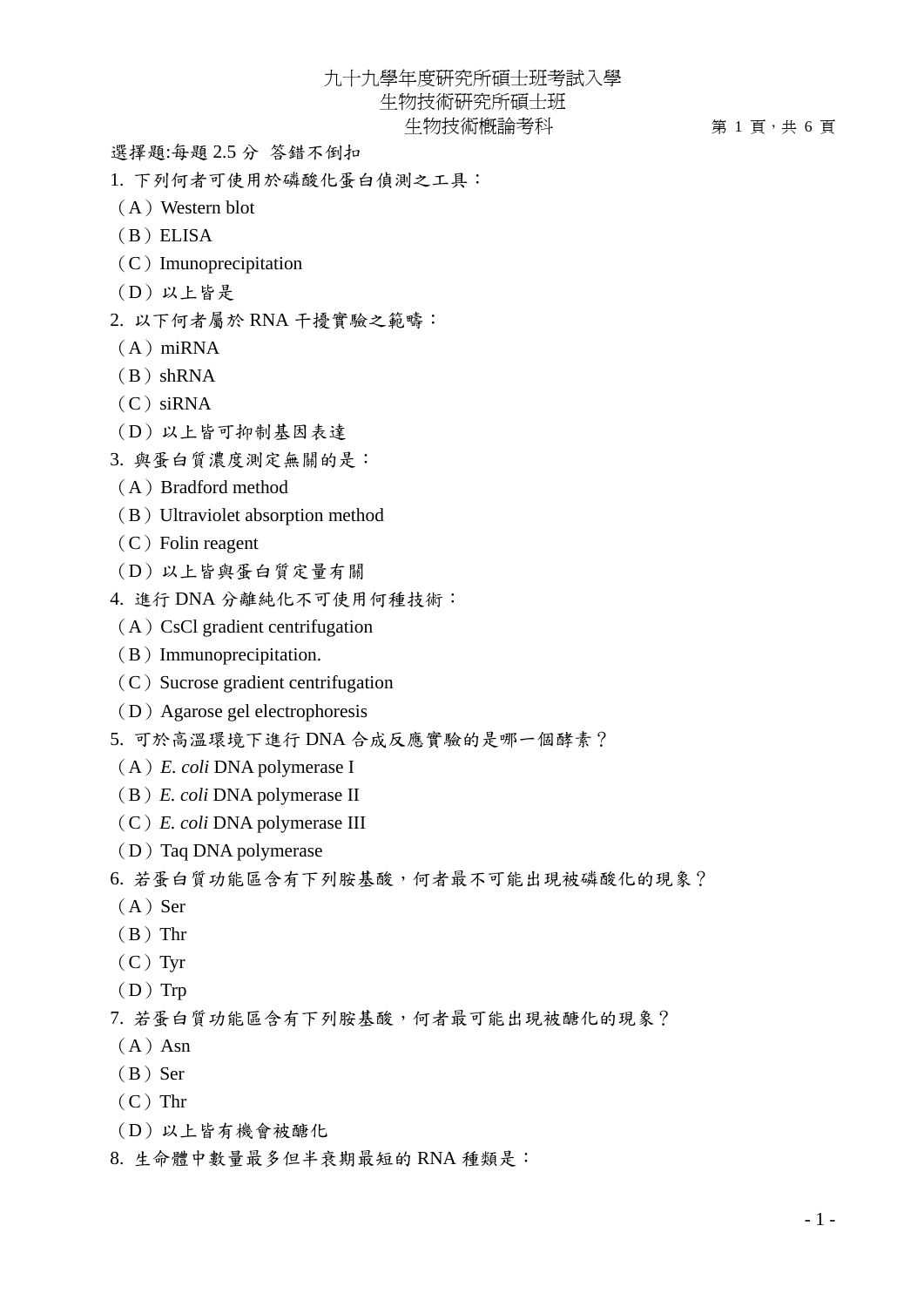九十九學年度研究所碩士班考試入學
生物技術研究所碩士班
生物技術概論考科

選擇題:每題 2.5 分 答錯不倒扣

1. 下列何者可使用於磷酸化蛋白偵測之工具：
（A）Western blot
（B）ELISA
（C）Imunoprecipitation
（D）以上皆是

2. 以下何者屬於 RNA 干擾實驗之範疇：
（A）miRNA
（B）shRNA
（C）siRNA
（D）以上皆可抑制基因表達

3. 與蛋白質濃度測定無關的是：
（A）Bradford method
（B）Ultraviolet absorption method
（C）Folin reagent
（D）以上皆與蛋白質定量有關

4. 進行 DNA 分離純化不可使用何種技術：
（A）CsCl gradient centrifugation
（B）Immunoprecipitation.
（C）Sucrose gradient centrifugation
（D）Agarose gel electrophoresis

5. 可於高溫環境下進行 DNA 合成反應實驗的是哪一個酵素？
（A）*E. coli* DNA polymerase I
（B）*E. coli* DNA polymerase II
（C）*E. coli* DNA polymerase III
（D）Taq DNA polymerase

6. 若蛋白質功能區含有下列胺基酸，何者最不可能出現被磷酸化的現象？
（A）Ser
（B）Thr
（C）Tyr
（D）Trp

7. 若蛋白質功能區含有下列胺基酸，何者最可能出現被醣化的現象？
（A）Asn
（B）Ser
（C）Thr
（D）以上皆有機會被醣化

8. 生命體中數量最多但半衰期最短的 RNA 種類是：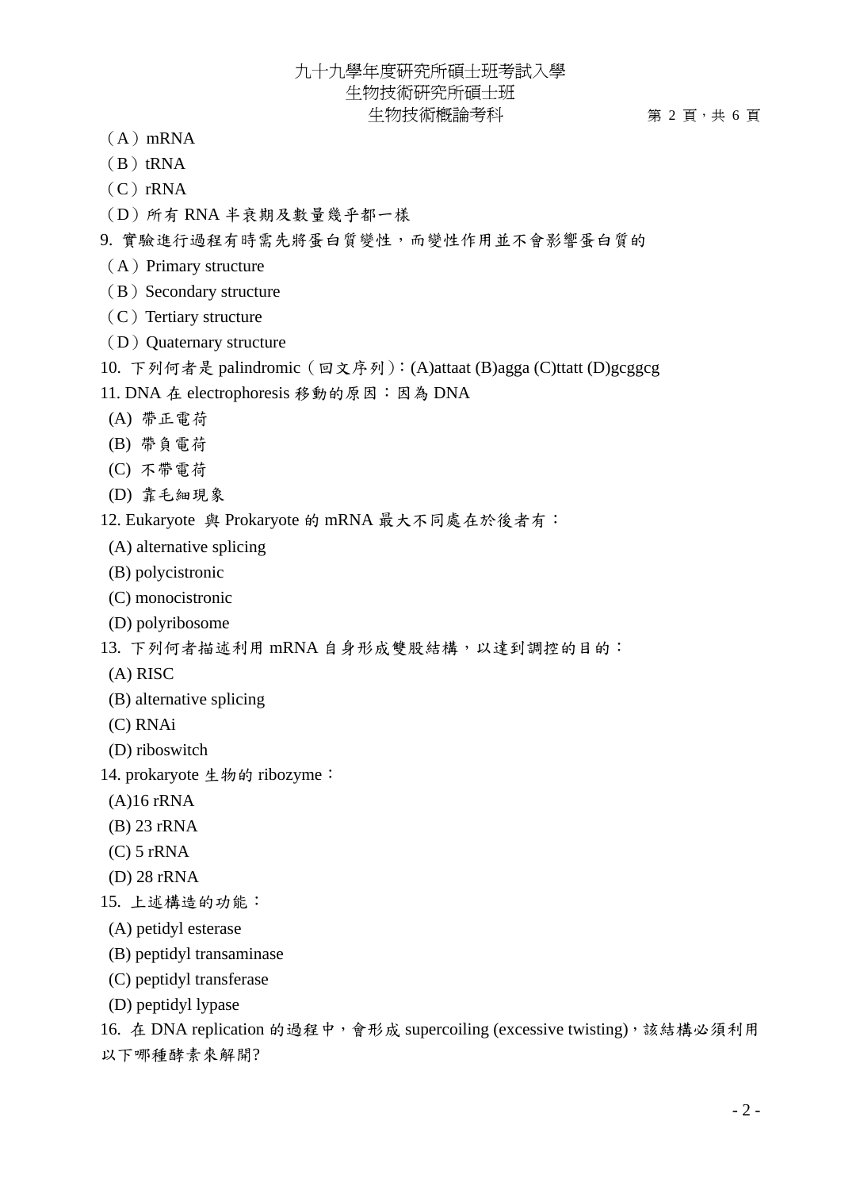（A）mRNA

（B）tRNA

（C）rRNA

（D）所有 RNA 半衰期及數量幾乎都一樣

9. 實驗進行過程有時需先將蛋白質變性，而變性作用並不會影響蛋白質的

（A）Primary structure

（B）Secondary structure

（C）Tertiary structure

（D）Quaternary structure

10. 下列何者是 palindromic（回文序列）：(A)attaat (B)agga (C)ttatt (D)gcggcg

11. DNA 在 electrophoresis 移動的原因：因為 DNA

(A) 帶正電荷

(B) 帶負電荷

(C) 不帶電荷

(D) 靠毛細現象

12. Eukaryote 與 Prokaryote 的 mRNA 最大不同處在於後者有：

(A) alternative splicing

(B) polycistronic

(C) monocistronic

(D) polyribosome

13. 下列何者描述利用 mRNA 自身形成雙股結構，以達到調控的目的：

(A) RISC

(B) alternative splicing

(C) RNAi

(D) riboswitch

14. prokaryote 生物的 ribozyme：

(A)16 rRNA

(B) 23 rRNA

(C) 5 rRNA

(D) 28 rRNA

15. 上述構造的功能：

(A) petidyl esterase

(B) peptidyl transaminase

(C) peptidyl transferase

(D) peptidyl lypase

16. 在 DNA replication 的過程中，會形成 supercoiling (excessive twisting)，該結構必須利用以下哪種酵素來解開?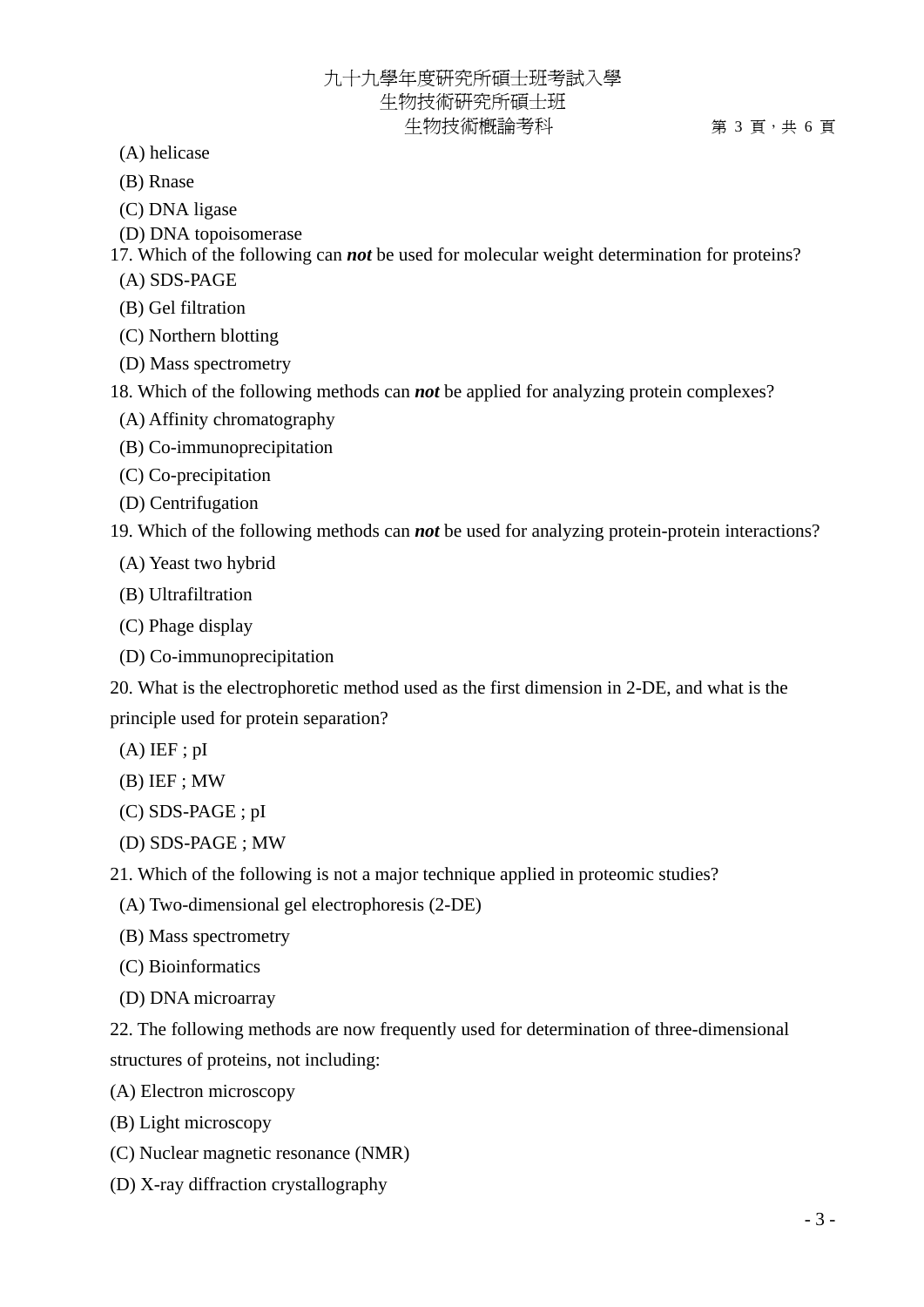(A) helicase

(B) Rnase

(C) DNA ligase

(D) DNA topoisomerase

17. Which of the following can ***not*** be used for molecular weight determination for proteins?

(A) SDS-PAGE

(B) Gel filtration

(C) Northern blotting

(D) Mass spectrometry

18. Which of the following methods can ***not*** be applied for analyzing protein complexes?

(A) Affinity chromatography

(B) Co-immunoprecipitation

(C) Co-precipitation

(D) Centrifugation

19. Which of the following methods can ***not*** be used for analyzing protein-protein interactions?

(A) Yeast two hybrid

(B) Ultrafiltration

(C) Phage display

(D) Co-immunoprecipitation

20. What is the electrophoretic method used as the first dimension in 2-DE, and what is the principle used for protein separation?

(A) IEF ; pI

(B) IEF ; MW

(C) SDS-PAGE ; pI

(D) SDS-PAGE ; MW

21. Which of the following is not a major technique applied in proteomic studies?

(A) Two-dimensional gel electrophoresis (2-DE)

(B) Mass spectrometry

(C) Bioinformatics

(D) DNA microarray

22. The following methods are now frequently used for determination of three-dimensional structures of proteins, not including:

(A) Electron microscopy

(B) Light microscopy

(C) Nuclear magnetic resonance (NMR)

(D) X-ray diffraction crystallography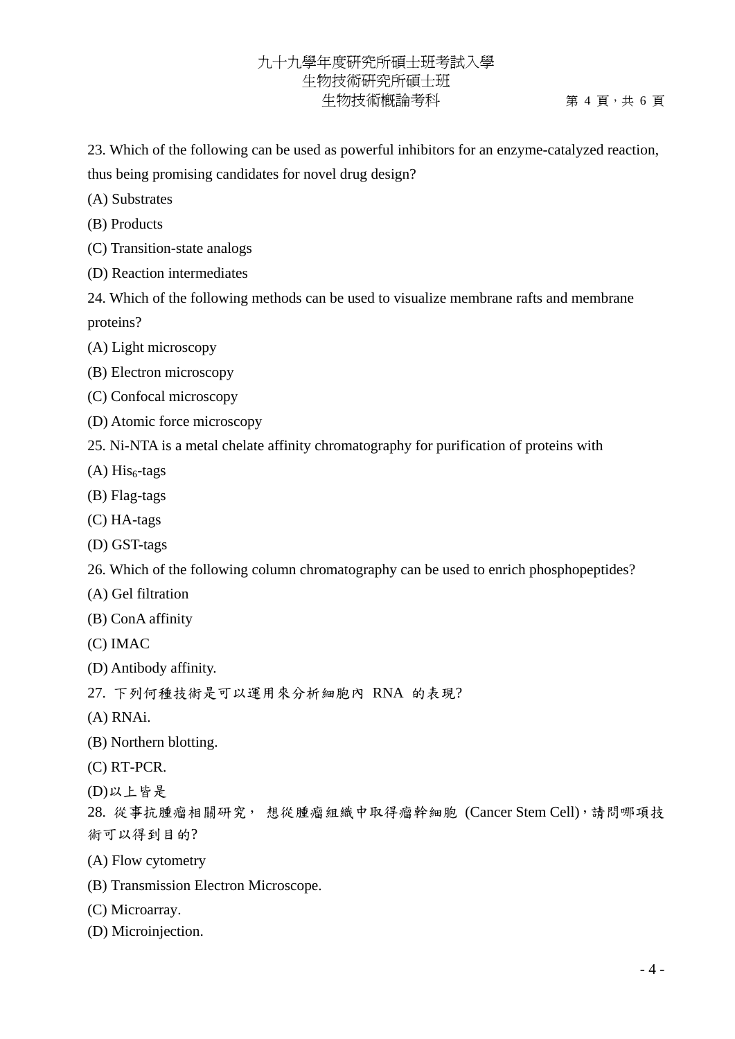23. Which of the following can be used as powerful inhibitors for an enzyme-catalyzed reaction, thus being promising candidates for novel drug design?

(A) Substrates

(B) Products

(C) Transition-state analogs

(D) Reaction intermediates

24. Which of the following methods can be used to visualize membrane rafts and membrane proteins?

(A) Light microscopy

(B) Electron microscopy

(C) Confocal microscopy

(D) Atomic force microscopy

25. Ni-NTA is a metal chelate affinity chromatography for purification of proteins with

(A) $His_6$-tags

(B) Flag-tags

(C) HA-tags

(D) GST-tags

26. Which of the following column chromatography can be used to enrich phosphopeptides?

(A) Gel filtration

(B) ConA affinity

(C) IMAC

(D) Antibody affinity.

27. 下列何種技術是可以運用來分析細胞內 RNA 的表現?

(A) RNAi.

(B) Northern blotting.

(C) RT-PCR.

(D)以上皆是

28. 從事抗腫瘤相關研究, 想從腫瘤組織中取得瘤幹細胞 (Cancer Stem Cell),請問哪項技術可以得到目的?

(A) Flow cytometry

(B) Transmission Electron Microscope.

(C) Microarray.

(D) Microinjection.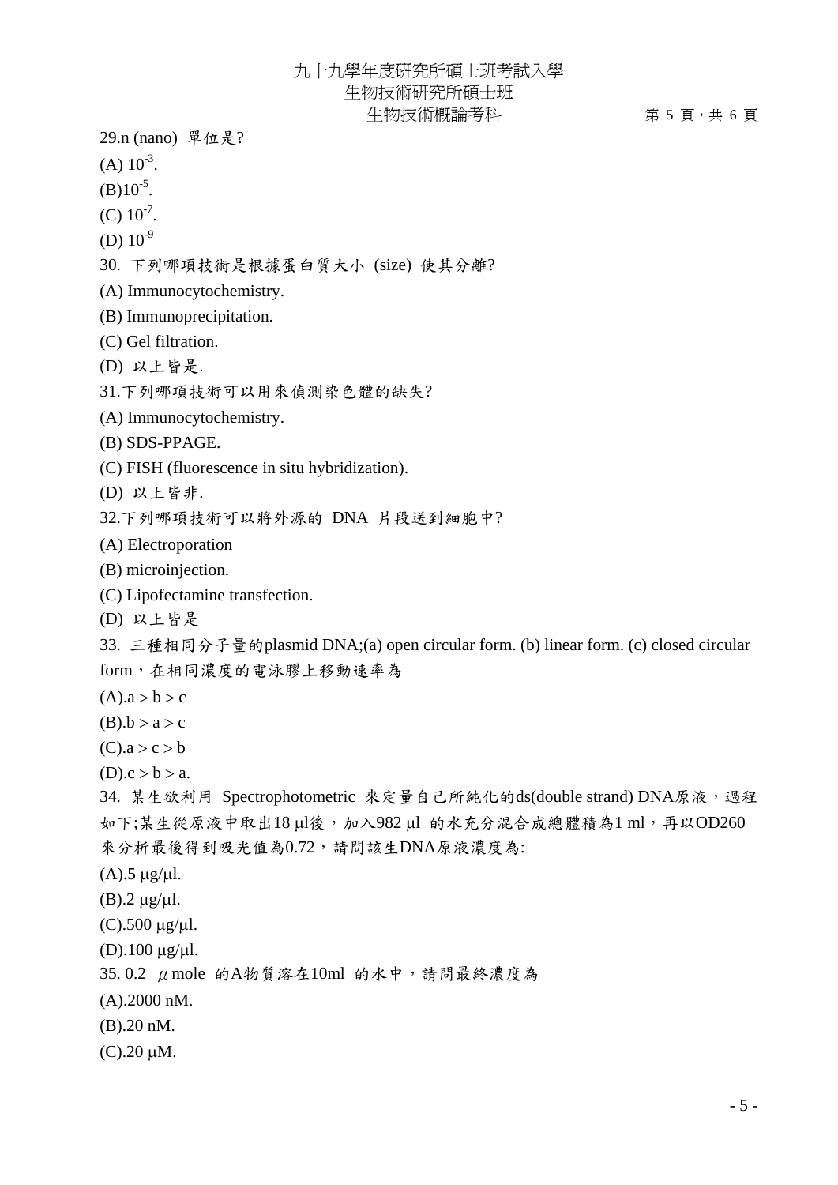29.n (nano) 單位是?

(A) $10^{-3}$.

(B)$10^{-5}$.

(C) $10^{-7}$.

(D) $10^{-9}$

30. 下列哪項技術是根據蛋白質大小 (size) 使其分離?

(A) Immunocytochemistry.

(B) Immunoprecipitation.

(C) Gel filtration.

(D) 以上皆是.

31.下列哪項技術可以用來偵測染色體的缺失?

(A) Immunocytochemistry.

(B) SDS-PPAGE.

(C) FISH (fluorescence in situ hybridization).

(D) 以上皆非.

32.下列哪項技術可以將外源的 DNA 片段送到細胞中?

(A) Electroporation

(B) microinjection.

(C) Lipofectamine transfection.

(D) 以上皆是

33. 三種相同分子量的plasmid DNA;(a) open circular form. (b) linear form. (c) closed circular form，在相同濃度的電泳膠上移動速率為

(A).a > b > c

(B).b > a > c

(C).a > c > b

(D).c > b > a.

34. 某生欲利用 Spectrophotometric 來定量自己所純化的ds(double strand) DNA原液，過程如下;某生從原液中取出18 μl後，加入982 μl 的水充分混合成總體積為1 ml，再以OD260來分析最後得到吸光值為0.72，請問該生DNA原液濃度為:

(A).5 μg/μl.

(B).2 μg/μl.

(C).500 μg/μl.

(D).100 μg/μl.

35. 0.2 μmole 的A物質溶在10ml 的水中，請問最終濃度為

(A).2000 nM.

(B).20 nM.

(C).20 μM.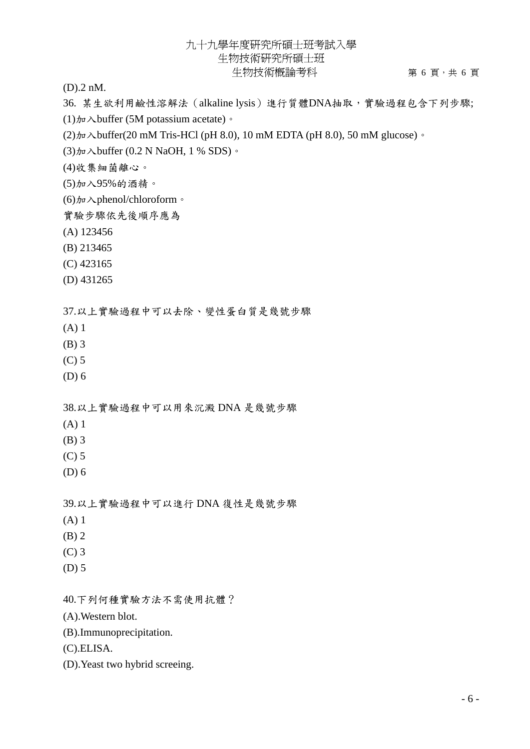(D).2 nM.

36. 某生欲利用鹼性溶解法（alkaline lysis）進行質體DNA抽取，實驗過程包含下列步驟;

(1)加入buffer (5M potassium acetate)。

(2)加入buffer(20 mM Tris-HCl (pH 8.0), 10 mM EDTA (pH 8.0), 50 mM glucose)。

(3)加入buffer (0.2 N NaOH, 1 % SDS)。

(4)收集細菌離心。

(5)加入95%的酒精。

(6)加入phenol/chloroform。

實驗步驟依先後順序應為

(A) 123456

(B) 213465

(C) 423165

(D) 431265

37.以上實驗過程中可以去除、變性蛋白質是幾號步驟

(A) 1

(B) 3

(C) 5

(D) 6

38.以上實驗過程中可以用來沉澱 DNA 是幾號步驟

(A) 1

(B) 3

(C) 5

(D) 6

39.以上實驗過程中可以進行 DNA 復性是幾號步驟

(A) 1

(B) 2

(C) 3

(D) 5

40.下列何種實驗方法不需使用抗體？

(A).Western blot.

(B).Immunoprecipitation.

(C).ELISA.

(D).Yeast two hybrid screeing.